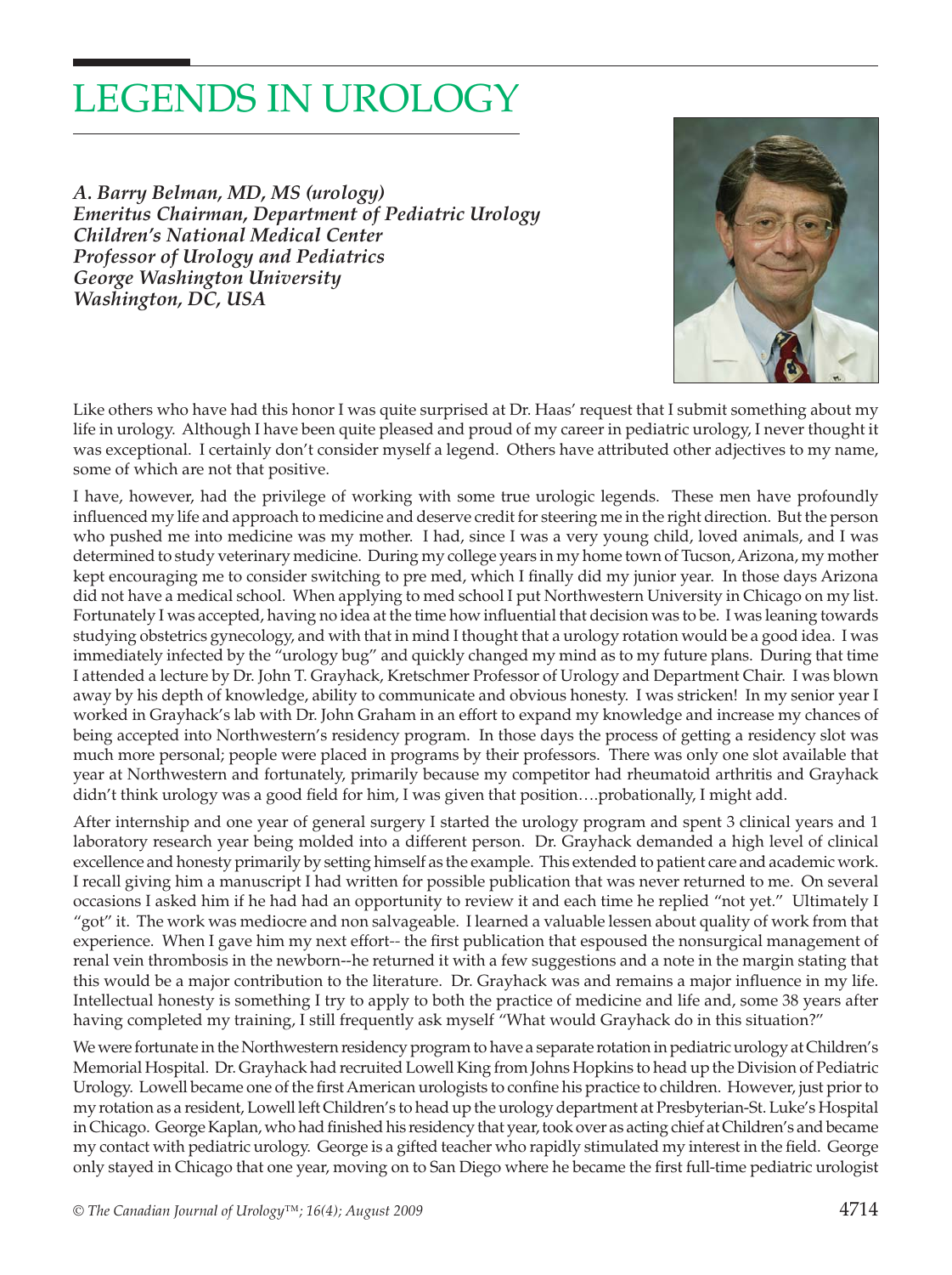# LEGENDS IN UROLOGY

***A. Barry Belman, MD, MS (urology)***
***Emeritus Chairman, Department of Pediatric Urology***
***Children's National Medical Center***
***Professor of Urology and Pediatrics***
***George Washington University***
***Washington, DC, USA***

Like others who have had this honor I was quite surprised at Dr. Haas' request that I submit something about my life in urology. Although I have been quite pleased and proud of my career in pediatric urology, I never thought it was exceptional. I certainly don't consider myself a legend. Others have attributed other adjectives to my name, some of which are not that positive.

I have, however, had the privilege of working with some true urologic legends. These men have profoundly influenced my life and approach to medicine and deserve credit for steering me in the right direction. But the person who pushed me into medicine was my mother. I had, since I was a very young child, loved animals, and I was determined to study veterinary medicine. During my college years in my home town of Tucson, Arizona, my mother kept encouraging me to consider switching to pre med, which I finally did my junior year. In those days Arizona did not have a medical school. When applying to med school I put Northwestern University in Chicago on my list. Fortunately I was accepted, having no idea at the time how influential that decision was to be. I was leaning towards studying obstetrics gynecology, and with that in mind I thought that a urology rotation would be a good idea. I was immediately infected by the "urology bug" and quickly changed my mind as to my future plans. During that time I attended a lecture by Dr. John T. Grayhack, Kretschmer Professor of Urology and Department Chair. I was blown away by his depth of knowledge, ability to communicate and obvious honesty. I was stricken! In my senior year I worked in Grayhack's lab with Dr. John Graham in an effort to expand my knowledge and increase my chances of being accepted into Northwestern's residency program. In those days the process of getting a residency slot was much more personal; people were placed in programs by their professors. There was only one slot available that year at Northwestern and fortunately, primarily because my competitor had rheumatoid arthritis and Grayhack didn't think urology was a good field for him, I was given that position….probationally, I might add.

After internship and one year of general surgery I started the urology program and spent 3 clinical years and 1 laboratory research year being molded into a different person. Dr. Grayhack demanded a high level of clinical excellence and honesty primarily by setting himself as the example. This extended to patient care and academic work. I recall giving him a manuscript I had written for possible publication that was never returned to me. On several occasions I asked him if he had had an opportunity to review it and each time he replied "not yet." Ultimately I "got" it. The work was mediocre and non salvageable. I learned a valuable lessen about quality of work from that experience. When I gave him my next effort-- the first publication that espoused the nonsurgical management of renal vein thrombosis in the newborn--he returned it with a few suggestions and a note in the margin stating that this would be a major contribution to the literature. Dr. Grayhack was and remains a major influence in my life. Intellectual honesty is something I try to apply to both the practice of medicine and life and, some 38 years after having completed my training, I still frequently ask myself "What would Grayhack do in this situation?"

We were fortunate in the Northwestern residency program to have a separate rotation in pediatric urology at Children's Memorial Hospital. Dr. Grayhack had recruited Lowell King from Johns Hopkins to head up the Division of Pediatric Urology. Lowell became one of the first American urologists to confine his practice to children. However, just prior to my rotation as a resident, Lowell left Children's to head up the urology department at Presbyterian-St. Luke's Hospital in Chicago. George Kaplan, who had finished his residency that year, took over as acting chief at Children's and became my contact with pediatric urology. George is a gifted teacher who rapidly stimulated my interest in the field. George only stayed in Chicago that one year, moving on to San Diego where he became the first full-time pediatric urologist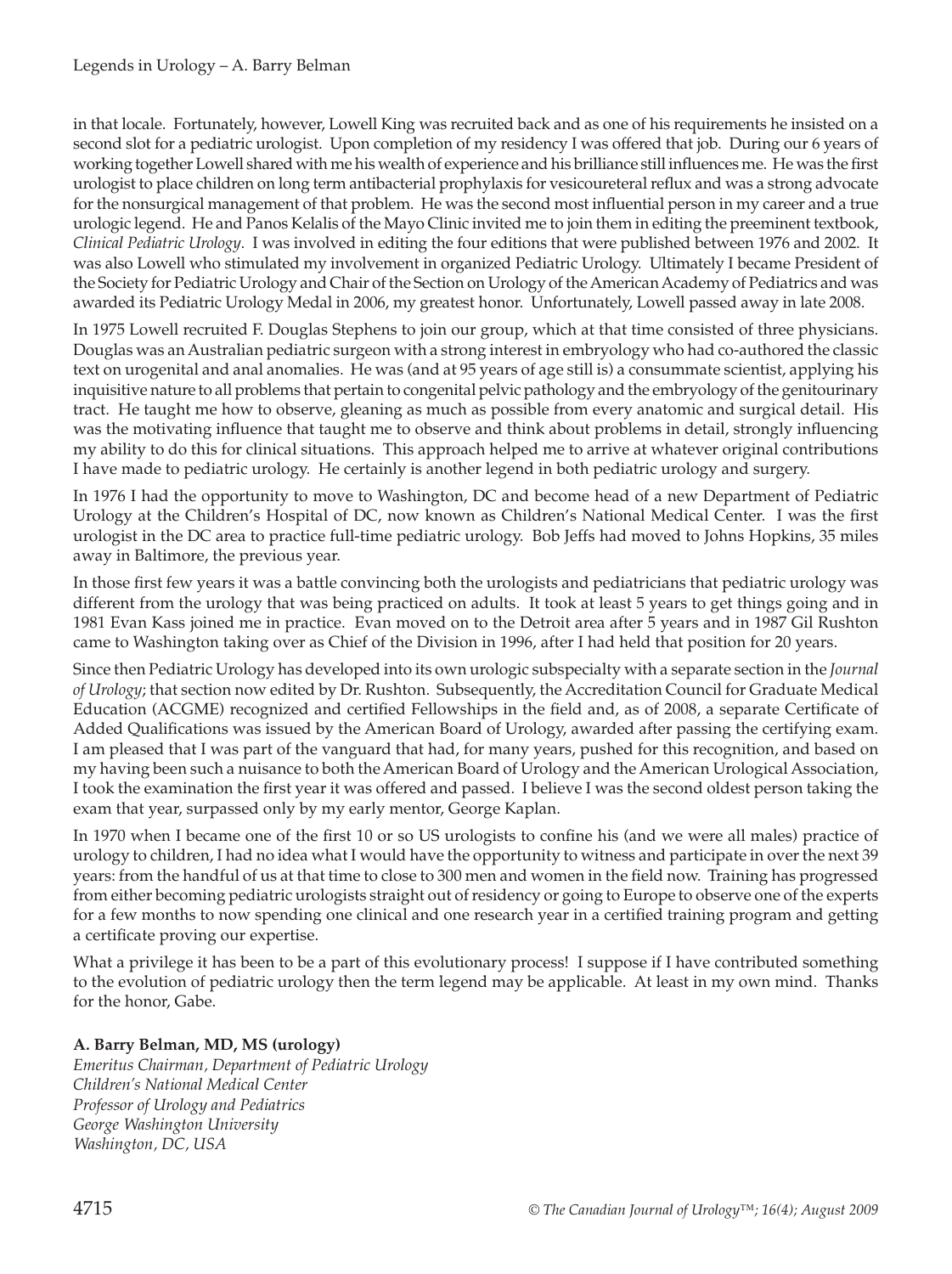in that locale. Fortunately, however, Lowell King was recruited back and as one of his requirements he insisted on a second slot for a pediatric urologist. Upon completion of my residency I was offered that job. During our 6 years of working together Lowell shared with me his wealth of experience and his brilliance still influences me. He was the first urologist to place children on long term antibacterial prophylaxis for vesicoureteral reflux and was a strong advocate for the nonsurgical management of that problem. He was the second most influential person in my career and a true urologic legend. He and Panos Kelalis of the Mayo Clinic invited me to join them in editing the preeminent textbook, *Clinical Pediatric Urology*. I was involved in editing the four editions that were published between 1976 and 2002. It was also Lowell who stimulated my involvement in organized Pediatric Urology. Ultimately I became President of the Society for Pediatric Urology and Chair of the Section on Urology of the American Academy of Pediatrics and was awarded its Pediatric Urology Medal in 2006, my greatest honor. Unfortunately, Lowell passed away in late 2008.

In 1975 Lowell recruited F. Douglas Stephens to join our group, which at that time consisted of three physicians. Douglas was an Australian pediatric surgeon with a strong interest in embryology who had co-authored the classic text on urogenital and anal anomalies. He was (and at 95 years of age still is) a consummate scientist, applying his inquisitive nature to all problems that pertain to congenital pelvic pathology and the embryology of the genitourinary tract. He taught me how to observe, gleaning as much as possible from every anatomic and surgical detail. His was the motivating influence that taught me to observe and think about problems in detail, strongly influencing my ability to do this for clinical situations. This approach helped me to arrive at whatever original contributions I have made to pediatric urology. He certainly is another legend in both pediatric urology and surgery.

In 1976 I had the opportunity to move to Washington, DC and become head of a new Department of Pediatric Urology at the Children's Hospital of DC, now known as Children's National Medical Center. I was the first urologist in the DC area to practice full-time pediatric urology. Bob Jeffs had moved to Johns Hopkins, 35 miles away in Baltimore, the previous year.

In those first few years it was a battle convincing both the urologists and pediatricians that pediatric urology was different from the urology that was being practiced on adults. It took at least 5 years to get things going and in 1981 Evan Kass joined me in practice. Evan moved on to the Detroit area after 5 years and in 1987 Gil Rushton came to Washington taking over as Chief of the Division in 1996, after I had held that position for 20 years.

Since then Pediatric Urology has developed into its own urologic subspecialty with a separate section in the *Journal of Urology*; that section now edited by Dr. Rushton. Subsequently, the Accreditation Council for Graduate Medical Education (ACGME) recognized and certified Fellowships in the field and, as of 2008, a separate Certificate of Added Qualifications was issued by the American Board of Urology, awarded after passing the certifying exam. I am pleased that I was part of the vanguard that had, for many years, pushed for this recognition, and based on my having been such a nuisance to both the American Board of Urology and the American Urological Association, I took the examination the first year it was offered and passed. I believe I was the second oldest person taking the exam that year, surpassed only by my early mentor, George Kaplan.

In 1970 when I became one of the first 10 or so US urologists to confine his (and we were all males) practice of urology to children, I had no idea what I would have the opportunity to witness and participate in over the next 39 years: from the handful of us at that time to close to 300 men and women in the field now. Training has progressed from either becoming pediatric urologists straight out of residency or going to Europe to observe one of the experts for a few months to now spending one clinical and one research year in a certified training program and getting a certificate proving our expertise.

What a privilege it has been to be a part of this evolutionary process! I suppose if I have contributed something to the evolution of pediatric urology then the term legend may be applicable. At least in my own mind. Thanks for the honor, Gabe.

**A. Barry Belman, MD, MS (urology)**
*Emeritus Chairman, Department of Pediatric Urology*
*Children's National Medical Center*
*Professor of Urology and Pediatrics*
*George Washington University*
*Washington, DC, USA*